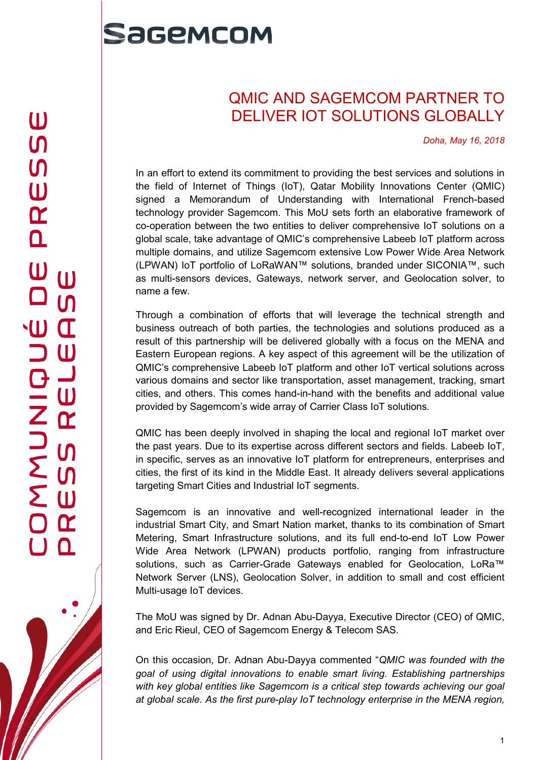# QMIC AND SAGEMCOM PARTNER TO DELIVER IOT SOLUTIONS GLOBALLY

*Doha, May 16, 2018*

In an effort to extend its commitment to providing the best services and solutions in the field of Internet of Things (IoT), Qatar Mobility Innovations Center (QMIC) signed a Memorandum of Understanding with International French-based technology provider Sagemcom. This MoU sets forth an elaborative framework of co-operation between the two entities to deliver comprehensive IoT solutions on a global scale, take advantage of QMIC's comprehensive Labeeb IoT platform across multiple domains, and utilize Sagemcom extensive Low Power Wide Area Network (LPWAN) IoT portfolio of LoRaWAN™ solutions, branded under SICONIA™, such as multi-sensors devices, Gateways, network server, and Geolocation solver, to name a few.

Through a combination of efforts that will leverage the technical strength and business outreach of both parties, the technologies and solutions produced as a result of this partnership will be delivered globally with a focus on the MENA and Eastern European regions. A key aspect of this agreement will be the utilization of QMIC's comprehensive Labeeb IoT platform and other IoT vertical solutions across various domains and sector like transportation, asset management, tracking, smart cities, and others. This comes hand-in-hand with the benefits and additional value provided by Sagemcom's wide array of Carrier Class IoT solutions.

QMIC has been deeply involved in shaping the local and regional IoT market over the past years. Due to its expertise across different sectors and fields. Labeeb IoT, in specific, serves as an innovative IoT platform for entrepreneurs, enterprises and cities, the first of its kind in the Middle East. It already delivers several applications targeting Smart Cities and Industrial IoT segments.

Sagemcom is an innovative and well-recognized international leader in the industrial Smart City, and Smart Nation market, thanks to its combination of Smart Metering, Smart Infrastructure solutions, and its full end-to-end IoT Low Power Wide Area Network (LPWAN) products portfolio, ranging from infrastructure solutions, such as Carrier-Grade Gateways enabled for Geolocation, LoRa™ Network Server (LNS), Geolocation Solver, in addition to small and cost efficient Multi-usage IoT devices.

The MoU was signed by Dr. Adnan Abu-Dayya, Executive Director (CEO) of QMIC, and Eric Rieul, CEO of Sagemcom Energy & Telecom SAS.

On this occasion, Dr. Adnan Abu-Dayya commented "*QMIC was founded with the goal of using digital innovations to enable smart living. Establishing partnerships with key global entities like Sagemcom is a critical step towards achieving our goal at global scale. As the first pure-play IoT technology enterprise in the MENA region,*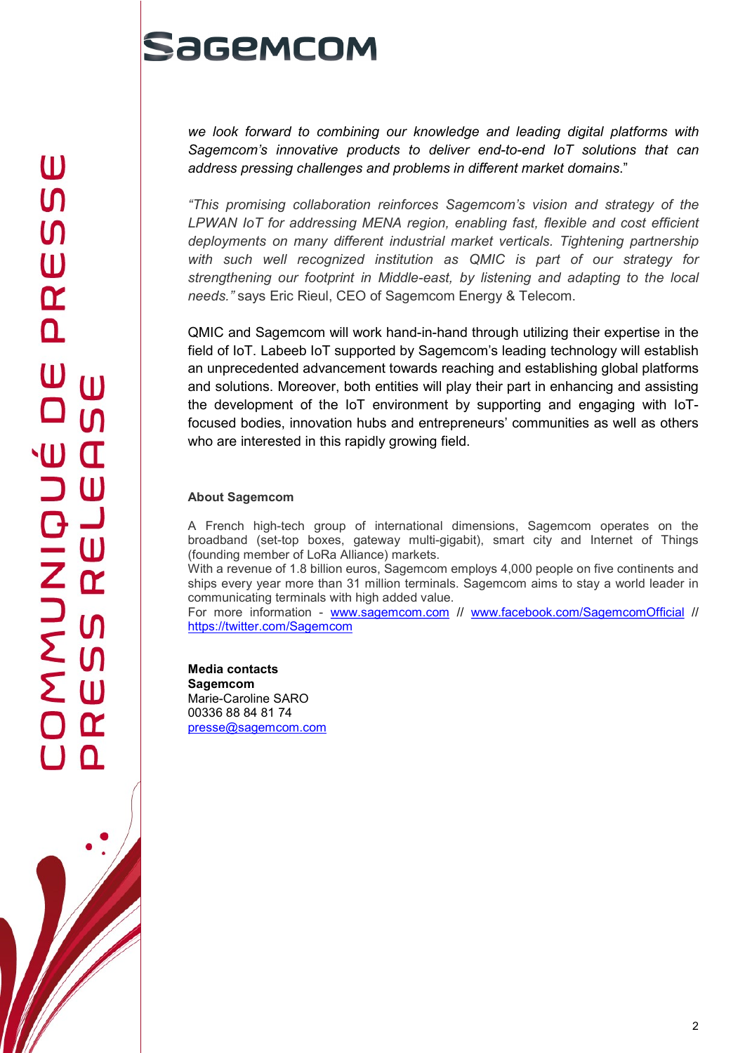*we look forward to combining our knowledge and leading digital platforms with Sagemcom's innovative products to deliver end-to-end IoT solutions that can address pressing challenges and problems in different market domains*."

*"This promising collaboration reinforces Sagemcom's vision and strategy of the LPWAN IoT for addressing MENA region, enabling fast, flexible and cost efficient deployments on many different industrial market verticals. Tightening partnership with such well recognized institution as QMIC is part of our strategy for strengthening our footprint in Middle-east, by listening and adapting to the local needs."* says Eric Rieul, CEO of Sagemcom Energy & Telecom.

QMIC and Sagemcom will work hand-in-hand through utilizing their expertise in the field of IoT. Labeeb IoT supported by Sagemcom's leading technology will establish an unprecedented advancement towards reaching and establishing global platforms and solutions. Moreover, both entities will play their part in enhancing and assisting the development of the IoT environment by supporting and engaging with IoT-focused bodies, innovation hubs and entrepreneurs' communities as well as others who are interested in this rapidly growing field.

**About Sagemcom**

A French high-tech group of international dimensions, Sagemcom operates on the broadband (set-top boxes, gateway multi-gigabit), smart city and Internet of Things (founding member of LoRa Alliance) markets.
With a revenue of 1.8 billion euros, Sagemcom employs 4,000 people on five continents and ships every year more than 31 million terminals. Sagemcom aims to stay a world leader in communicating terminals with high added value.
For more information - www.sagemcom.com // www.facebook.com/SagemcomOfficial // https://twitter.com/Sagemcom

**Media contacts**
**Sagemcom**
Marie-Caroline SARO
00336 88 84 81 74
presse@sagemcom.com